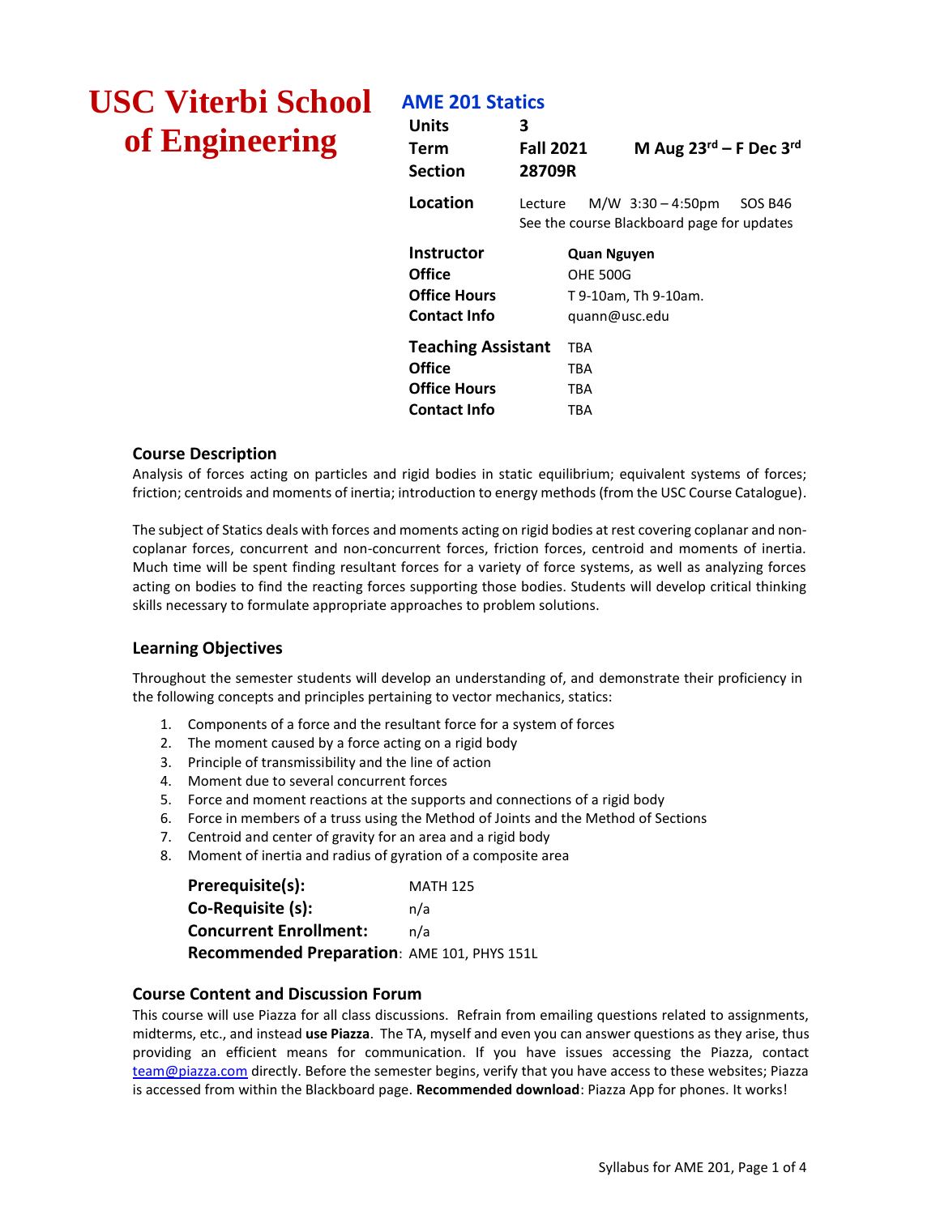# USC Viterbi School of Engineering

## AME 201 Statics

| | | |
|---|---|---|
| **Units** | **3** | |
| **Term** | **Fall 2021** | **M Aug 23rd – F Dec 3rd** |
| **Section** | **28709R** | |
| **Location** | Lecture M/W 3:30 – 4:50pm SOS B46 | |
| | See the course Blackboard page for updates | |

| | |
|---|---|
| **Instructor** | **Quan Nguyen** |
| **Office** | OHE 500G |
| **Office Hours** | T 9-10am, Th 9-10am. |
| **Contact Info** | quann@usc.edu |
| **Teaching Assistant** | TBA |
| **Office** | TBA |
| **Office Hours** | TBA |
| **Contact Info** | TBA |

### Course Description

Analysis of forces acting on particles and rigid bodies in static equilibrium; equivalent systems of forces; friction; centroids and moments of inertia; introduction to energy methods (from the USC Course Catalogue).

The subject of Statics deals with forces and moments acting on rigid bodies at rest covering coplanar and non-coplanar forces, concurrent and non-concurrent forces, friction forces, centroid and moments of inertia. Much time will be spent finding resultant forces for a variety of force systems, as well as analyzing forces acting on bodies to find the reacting forces supporting those bodies. Students will develop critical thinking skills necessary to formulate appropriate approaches to problem solutions.

### Learning Objectives

Throughout the semester students will develop an understanding of, and demonstrate their proficiency in the following concepts and principles pertaining to vector mechanics, statics:

1. Components of a force and the resultant force for a system of forces
2. The moment caused by a force acting on a rigid body
3. Principle of transmissibility and the line of action
4. Moment due to several concurrent forces
5. Force and moment reactions at the supports and connections of a rigid body
6. Force in members of a truss using the Method of Joints and the Method of Sections
7. Centroid and center of gravity for an area and a rigid body
8. Moment of inertia and radius of gyration of a composite area

| | |
|---|---|
| **Prerequisite(s):** | MATH 125 |
| **Co-Requisite (s):** | n/a |
| **Concurrent Enrollment:** | n/a |
| **Recommended Preparation:** | AME 101, PHYS 151L |

### Course Content and Discussion Forum

This course will use Piazza for all class discussions. Refrain from emailing questions related to assignments, midterms, etc., and instead **use Piazza**. The TA, myself and even you can answer questions as they arise, thus providing an efficient means for communication. If you have issues accessing the Piazza, contact team@piazza.com directly. Before the semester begins, verify that you have access to these websites; Piazza is accessed from within the Blackboard page. **Recommended download**: Piazza App for phones. It works!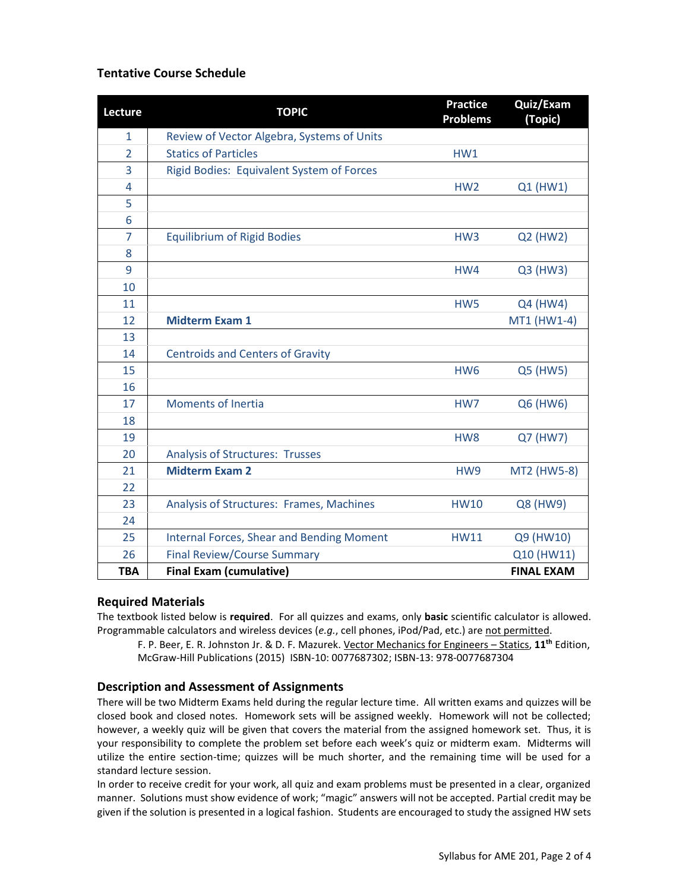### Tentative Course Schedule

| Lecture | TOPIC | Practice Problems | Quiz/Exam (Topic) |
|---|---|---|---|
| 1 | Review of Vector Algebra, Systems of Units | | |
| 2 | Statics of Particles | HW1 | |
| 3 | Rigid Bodies: Equivalent System of Forces | | |
| 4 | | HW2 | Q1 (HW1) |
| 5 | | | |
| 6 | | | |
| 7 | Equilibrium of Rigid Bodies | HW3 | Q2 (HW2) |
| 8 | | | |
| 9 | | HW4 | Q3 (HW3) |
| 10 | | | |
| 11 | | HW5 | Q4 (HW4) |
| 12 | **Midterm Exam 1** | | MT1 (HW1-4) |
| 13 | | | |
| 14 | Centroids and Centers of Gravity | | |
| 15 | | HW6 | Q5 (HW5) |
| 16 | | | |
| 17 | Moments of Inertia | HW7 | Q6 (HW6) |
| 18 | | | |
| 19 | | HW8 | Q7 (HW7) |
| 20 | Analysis of Structures: Trusses | | |
| 21 | **Midterm Exam 2** | HW9 | MT2 (HW5-8) |
| 22 | | | |
| 23 | Analysis of Structures: Frames, Machines | HW10 | Q8 (HW9) |
| 24 | | | |
| 25 | Internal Forces, Shear and Bending Moment | HW11 | Q9 (HW10) |
| 26 | Final Review/Course Summary | | Q10 (HW11) |
| **TBA** | **Final Exam (cumulative)** | | **FINAL EXAM** |

### Required Materials

The textbook listed below is **required**. For all quizzes and exams, only **basic** scientific calculator is allowed. Programmable calculators and wireless devices (*e.g.*, cell phones, iPod/Pad, etc.) are not permitted.

F. P. Beer, E. R. Johnston Jr. & D. F. Mazurek. Vector Mechanics for Engineers – Statics, **11th** Edition, McGraw-Hill Publications (2015) ISBN-10: 0077687302; ISBN-13: 978-0077687304

### Description and Assessment of Assignments

There will be two Midterm Exams held during the regular lecture time. All written exams and quizzes will be closed book and closed notes. Homework sets will be assigned weekly. Homework will not be collected; however, a weekly quiz will be given that covers the material from the assigned homework set. Thus, it is your responsibility to complete the problem set before each week's quiz or midterm exam. Midterms will utilize the entire section-time; quizzes will be much shorter, and the remaining time will be used for a standard lecture session.

In order to receive credit for your work, all quiz and exam problems must be presented in a clear, organized manner. Solutions must show evidence of work; "magic" answers will not be accepted. Partial credit may be given if the solution is presented in a logical fashion. Students are encouraged to study the assigned HW sets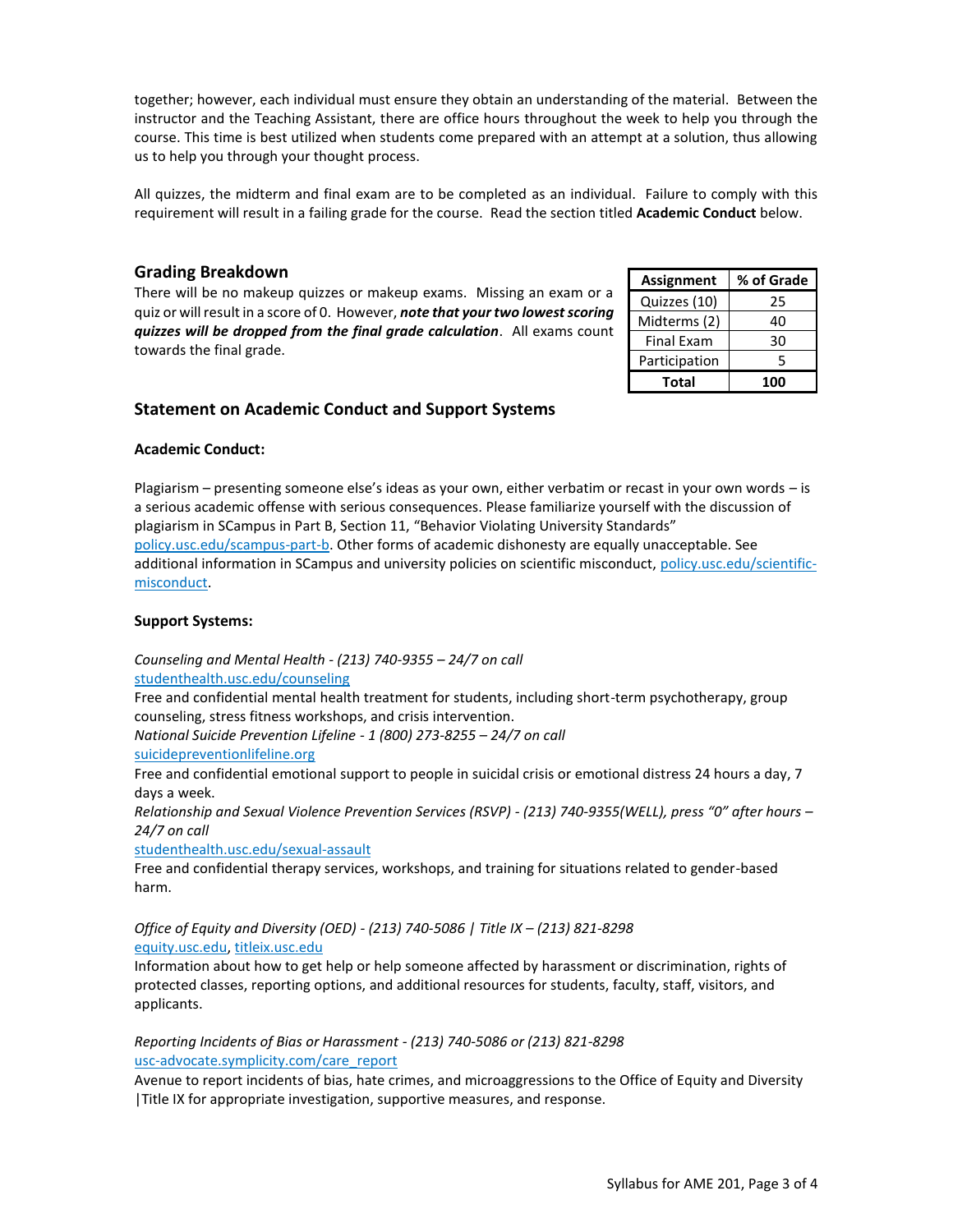together; however, each individual must ensure they obtain an understanding of the material. Between the instructor and the Teaching Assistant, there are office hours throughout the week to help you through the course. This time is best utilized when students come prepared with an attempt at a solution, thus allowing us to help you through your thought process.

All quizzes, the midterm and final exam are to be completed as an individual. Failure to comply with this requirement will result in a failing grade for the course. Read the section titled **Academic Conduct** below.

## Grading Breakdown

There will be no makeup quizzes or makeup exams. Missing an exam or a quiz or will result in a score of 0. However, ***note that your two lowest scoring quizzes will be dropped from the final grade calculation***. All exams count towards the final grade.

| Assignment | % of Grade |
|---|---|
| Quizzes (10) | 25 |
| Midterms (2) | 40 |
| Final Exam | 30 |
| Participation | 5 |
| **Total** | **100** |

## Statement on Academic Conduct and Support Systems

### Academic Conduct:

Plagiarism – presenting someone else's ideas as your own, either verbatim or recast in your own words – is a serious academic offense with serious consequences. Please familiarize yourself with the discussion of plagiarism in SCampus in Part B, Section 11, "Behavior Violating University Standards" policy.usc.edu/scampus-part-b. Other forms of academic dishonesty are equally unacceptable. See additional information in SCampus and university policies on scientific misconduct, policy.usc.edu/scientific-misconduct.

### Support Systems:

*Counseling and Mental Health - (213) 740-9355 – 24/7 on call*
studenthealth.usc.edu/counseling
Free and confidential mental health treatment for students, including short-term psychotherapy, group counseling, stress fitness workshops, and crisis intervention.
*National Suicide Prevention Lifeline - 1 (800) 273-8255 – 24/7 on call*
suicidepreventionlifeline.org
Free and confidential emotional support to people in suicidal crisis or emotional distress 24 hours a day, 7 days a week.
*Relationship and Sexual Violence Prevention Services (RSVP) - (213) 740-9355(WELL), press "0" after hours – 24/7 on call*
studenthealth.usc.edu/sexual-assault
Free and confidential therapy services, workshops, and training for situations related to gender-based harm.

*Office of Equity and Diversity (OED) - (213) 740-5086 | Title IX – (213) 821-8298*
equity.usc.edu, titleix.usc.edu
Information about how to get help or help someone affected by harassment or discrimination, rights of protected classes, reporting options, and additional resources for students, faculty, staff, visitors, and applicants.

*Reporting Incidents of Bias or Harassment - (213) 740-5086 or (213) 821-8298*
usc-advocate.symplicity.com/care_report
Avenue to report incidents of bias, hate crimes, and microaggressions to the Office of Equity and Diversity |Title IX for appropriate investigation, supportive measures, and response.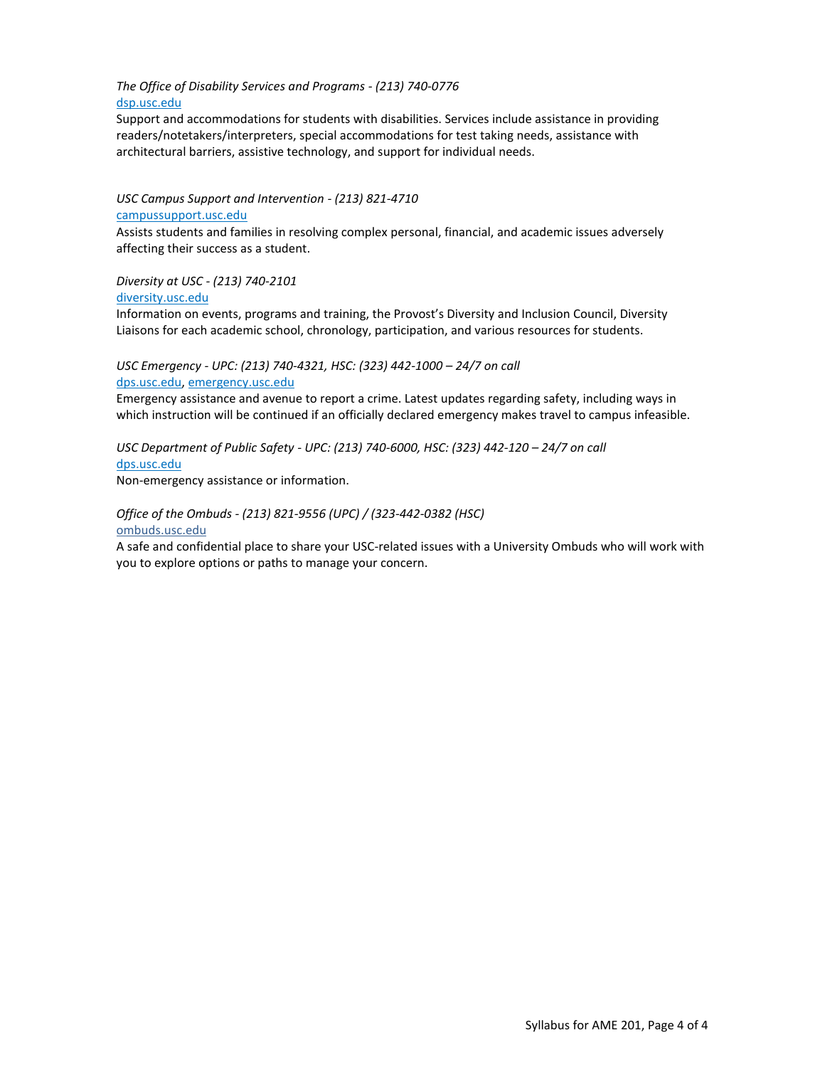*The Office of Disability Services and Programs - (213) 740-0776*
dsp.usc.edu
Support and accommodations for students with disabilities. Services include assistance in providing readers/notetakers/interpreters, special accommodations for test taking needs, assistance with architectural barriers, assistive technology, and support for individual needs.

*USC Campus Support and Intervention - (213) 821-4710*
campussupport.usc.edu
Assists students and families in resolving complex personal, financial, and academic issues adversely affecting their success as a student.

*Diversity at USC - (213) 740-2101*
diversity.usc.edu
Information on events, programs and training, the Provost's Diversity and Inclusion Council, Diversity Liaisons for each academic school, chronology, participation, and various resources for students.

*USC Emergency - UPC: (213) 740-4321, HSC: (323) 442-1000 – 24/7 on call*
dps.usc.edu, emergency.usc.edu
Emergency assistance and avenue to report a crime. Latest updates regarding safety, including ways in which instruction will be continued if an officially declared emergency makes travel to campus infeasible.

*USC Department of Public Safety - UPC: (213) 740-6000, HSC: (323) 442-120 – 24/7 on call*
dps.usc.edu
Non-emergency assistance or information.

*Office of the Ombuds - (213) 821-9556 (UPC) / (323-442-0382 (HSC)*
ombuds.usc.edu
A safe and confidential place to share your USC-related issues with a University Ombuds who will work with you to explore options or paths to manage your concern.